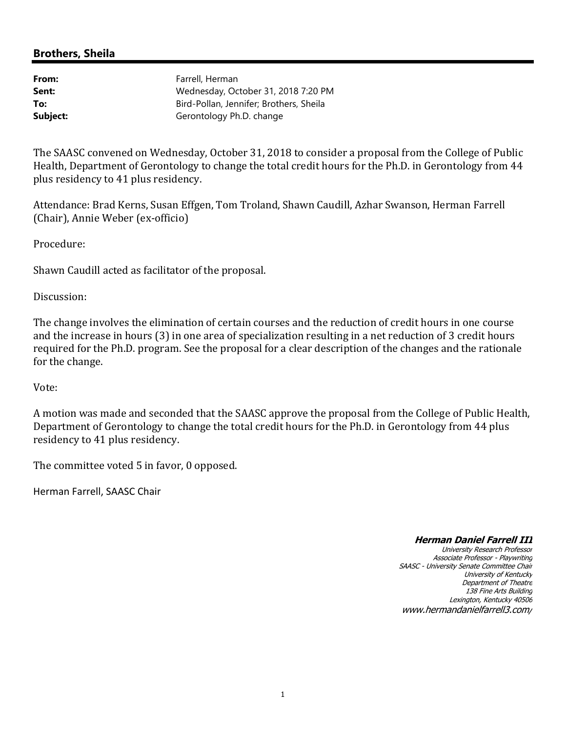## Brothers, Sheila

| | |
|---|---|
| **From:** | Farrell, Herman |
| **Sent:** | Wednesday, October 31, 2018 7:20 PM |
| **To:** | Bird-Pollan, Jennifer; Brothers, Sheila |
| **Subject:** | Gerontology Ph.D. change |

The SAASC convened on Wednesday, October 31, 2018 to consider a proposal from the College of Public Health, Department of Gerontology to change the total credit hours for the Ph.D. in Gerontology from 44 plus residency to 41 plus residency.

Attendance: Brad Kerns, Susan Effgen, Tom Troland, Shawn Caudill, Azhar Swanson, Herman Farrell (Chair), Annie Weber (ex-officio)

Procedure:

Shawn Caudill acted as facilitator of the proposal.

Discussion:

The change involves the elimination of certain courses and the reduction of credit hours in one course and the increase in hours (3) in one area of specialization resulting in a net reduction of 3 credit hours required for the Ph.D. program. See the proposal for a clear description of the changes and the rationale for the change.

Vote:

A motion was made and seconded that the SAASC approve the proposal from the College of Public Health, Department of Gerontology to change the total credit hours for the Ph.D. in Gerontology from 44 plus residency to 41 plus residency.

The committee voted 5 in favor, 0 opposed.

Herman Farrell, SAASC Chair

***Herman Daniel Farrell III***
*University Research Professor*
*Associate Professor - Playwriting*
*SAASC - University Senate Committee Chair*
*University of Kentucky*
*Department of Theatre*
*138 Fine Arts Building*
*Lexington, Kentucky 40506*
*www.hermandanielfarrell3.com/*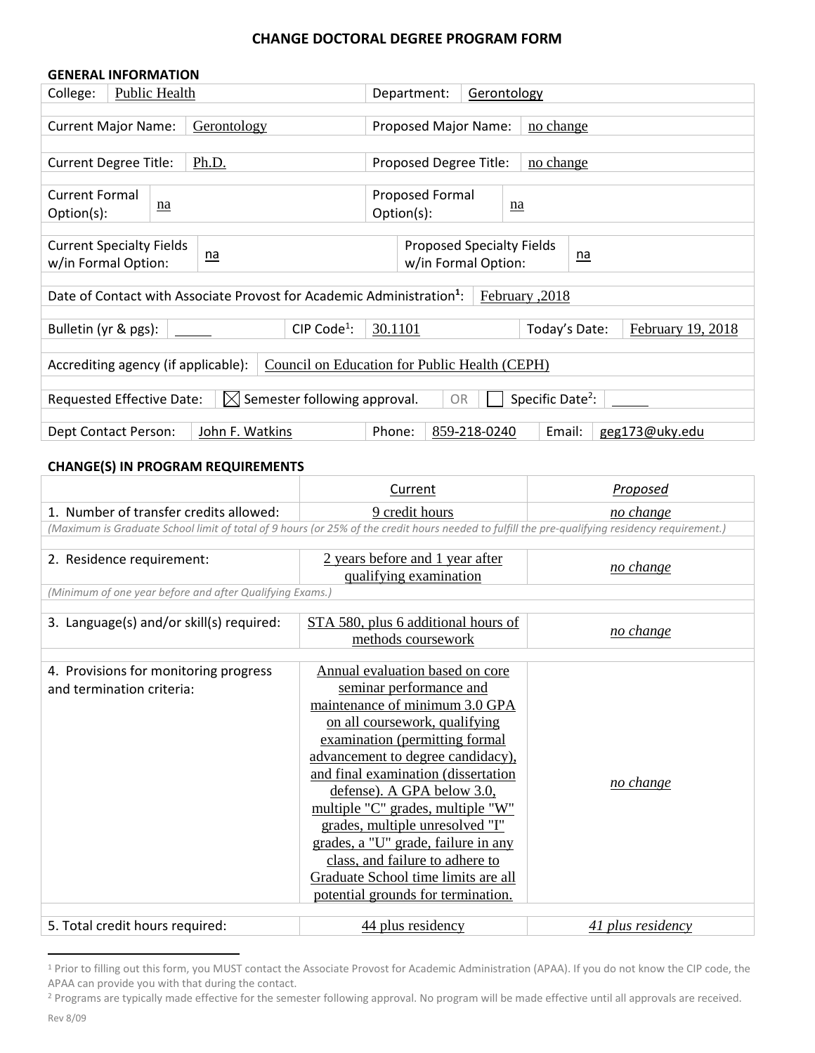# CHANGE DOCTORAL DEGREE PROGRAM FORM

## GENERAL INFORMATION

| | | | |
|---|---|---|---|
| College: | Public Health | Department: | Gerontology |
| Current Major Name: | Gerontology | Proposed Major Name: | no change |
| Current Degree Title: | Ph.D. | Proposed Degree Title: | no change |
| Current Formal Option(s): | na | Proposed Formal Option(s): | na |
| Current Specialty Fields w/in Formal Option: | na | Proposed Specialty Fields w/in Formal Option: | na |

Date of Contact with Associate Provost for Academic Administration[1]: February ,2018

| | | | | | |
|---|---|---|---|---|---|
| Bulletin (yr & pgs): | | CIP Code[1]: | 30.1101 | Today's Date: | February 19, 2018 |

Accrediting agency (if applicable): Council on Education for Public Health (CEPH)

Requested Effective Date: ☒ Semester following approval. OR ☐ Specific Date[2]: ______

| | | | | | |
|---|---|---|---|---|---|
| Dept Contact Person: | John F. Watkins | Phone: | 859-218-0240 | Email: | geg173@uky.edu |

## CHANGE(S) IN PROGRAM REQUIREMENTS

| | Current | *Proposed* |
|---|---|---|
| 1. Number of transfer credits allowed: | 9 credit hours | *no change* |
| *(Maximum is Graduate School limit of total of 9 hours (or 25% of the credit hours needed to fulfill the pre-qualifying residency requirement.)* | | |
| 2. Residence requirement: | 2 years before and 1 year after qualifying examination | *no change* |
| *(Minimum of one year before and after Qualifying Exams.)* | | |
| 3. Language(s) and/or skill(s) required: | STA 580, plus 6 additional hours of methods coursework | *no change* |
| 4. Provisions for monitoring progress and termination criteria: | Annual evaluation based on core seminar performance and maintenance of minimum 3.0 GPA on all coursework, qualifying examination (permitting formal advancement to degree candidacy), and final examination (dissertation defense). A GPA below 3.0, multiple "C" grades, multiple "W" grades, multiple unresolved "I" grades, a "U" grade, failure in any class, and failure to adhere to Graduate School time limits are all potential grounds for termination. | *no change* |
| 5. Total credit hours required: | 44 plus residency | *41 plus residency* |

---

[1] Prior to filling out this form, you MUST contact the Associate Provost for Academic Administration (APAA). If you do not know the CIP code, the APAA can provide you with that during the contact.

[2] Programs are typically made effective for the semester following approval. No program will be made effective until all approvals are received.

Rev 8/09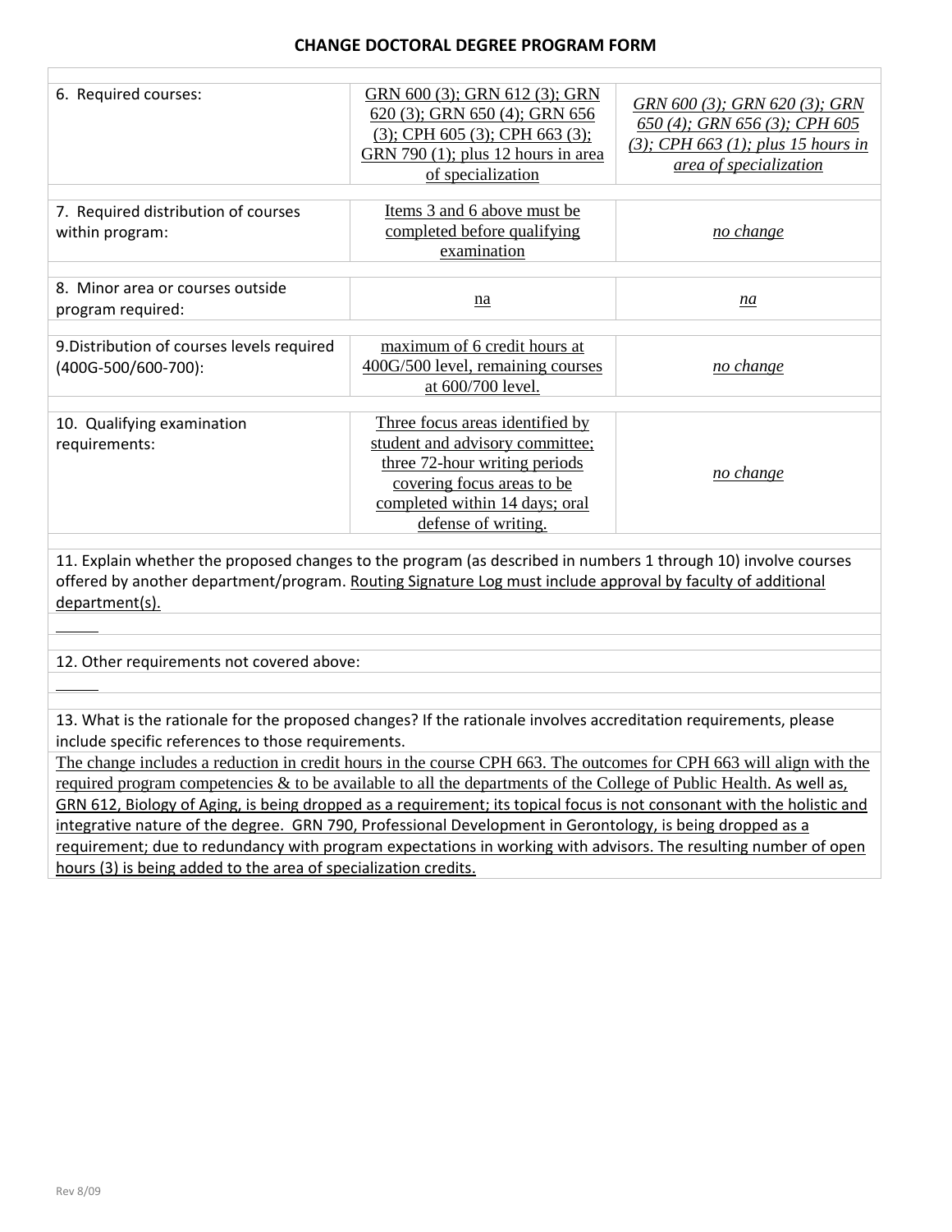## CHANGE DOCTORAL DEGREE PROGRAM FORM

| | | |
|---|---|---|
| 6. Required courses: | GRN 600 (3); GRN 612 (3); GRN 620 (3); GRN 650 (4); GRN 656 (3); CPH 605 (3); CPH 663 (3); GRN 790 (1); plus 12 hours in area of specialization | *GRN 600 (3); GRN 620 (3); GRN 650 (4); GRN 656 (3); CPH 605 (3); CPH 663 (1); plus 15 hours in area of specialization* |
| 7. Required distribution of courses within program: | Items 3 and 6 above must be completed before qualifying examination | *no change* |
| 8. Minor area or courses outside program required: | na | *na* |
| 9.Distribution of courses levels required (400G-500/600-700): | maximum of 6 credit hours at 400G/500 level, remaining courses at 600/700 level. | *no change* |
| 10. Qualifying examination requirements: | Three focus areas identified by student and advisory committee; three 72-hour writing periods covering focus areas to be completed within 14 days; oral defense of writing. | *no change* |

11. Explain whether the proposed changes to the program (as described in numbers 1 through 10) involve courses offered by another department/program. Routing Signature Log must include approval by faculty of additional department(s).

12. Other requirements not covered above:

13. What is the rationale for the proposed changes? If the rationale involves accreditation requirements, please include specific references to those requirements.

The change includes a reduction in credit hours in the course CPH 663. The outcomes for CPH 663 will align with the required program competencies & to be available to all the departments of the College of Public Health. As well as, GRN 612, Biology of Aging, is being dropped as a requirement; its topical focus is not consonant with the holistic and integrative nature of the degree. GRN 790, Professional Development in Gerontology, is being dropped as a requirement; due to redundancy with program expectations in working with advisors. The resulting number of open hours (3) is being added to the area of specialization credits.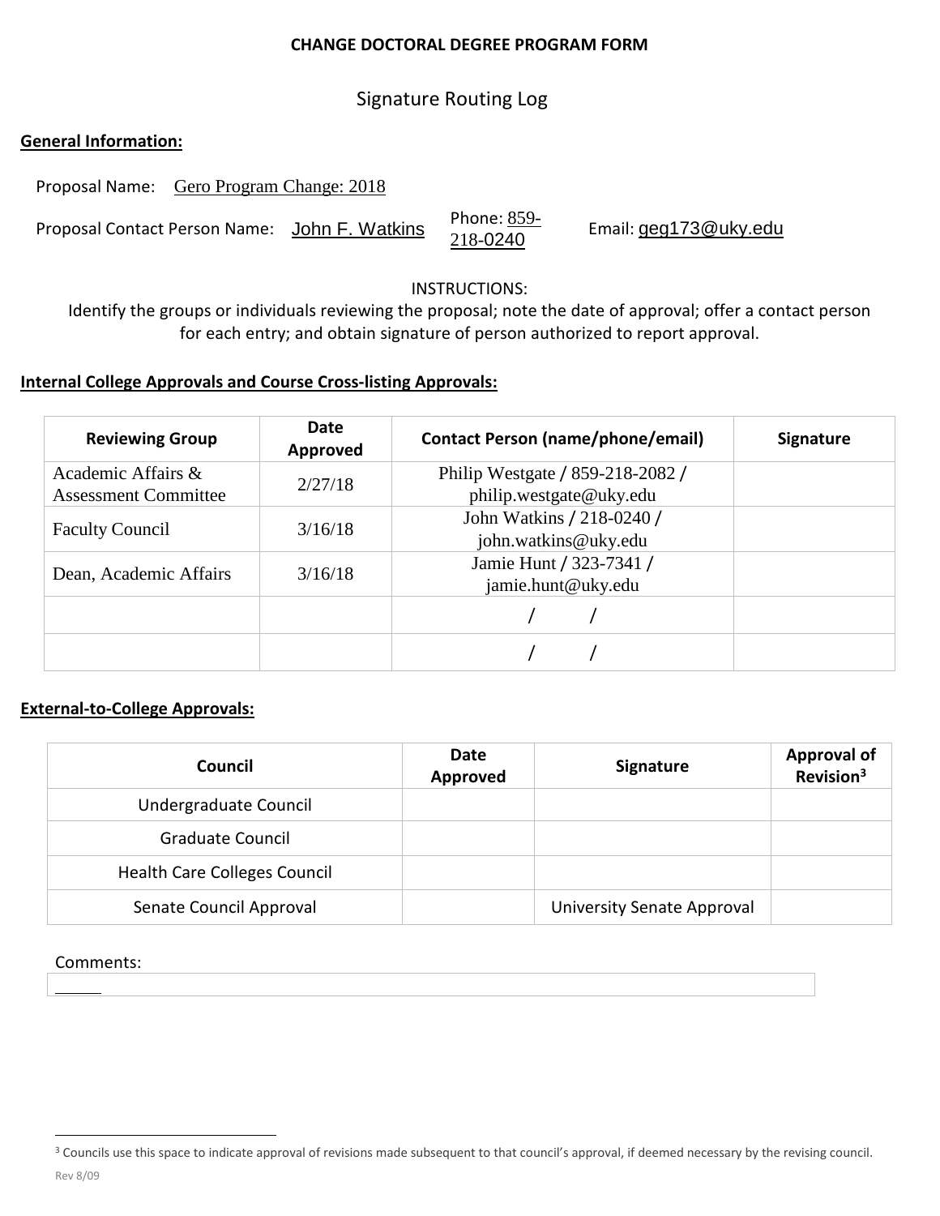**CHANGE DOCTORAL DEGREE PROGRAM FORM**

Signature Routing Log

**General Information:**

Proposal Name: Gero Program Change: 2018

Proposal Contact Person Name: John F. Watkins Phone: 859-218-0240 Email: geg173@uky.edu

INSTRUCTIONS:
Identify the groups or individuals reviewing the proposal; note the date of approval; offer a contact person for each entry; and obtain signature of person authorized to report approval.

**Internal College Approvals and Course Cross-listing Approvals:**

| Reviewing Group | Date Approved | Contact Person (name/phone/email) | Signature |
|---|---|---|---|
| Academic Affairs & Assessment Committee | 2/27/18 | Philip Westgate / 859-218-2082 / philip.westgate@uky.edu | |
| Faculty Council | 3/16/18 | John Watkins / 218-0240 / john.watkins@uky.edu | |
| Dean, Academic Affairs | 3/16/18 | Jamie Hunt / 323-7341 / jamie.hunt@uky.edu | |
| | | / / | |
| | | / / | |

**External-to-College Approvals:**

| Council | Date Approved | Signature | Approval of Revision[3] |
|---|---|---|---|
| Undergraduate Council | | | |
| Graduate Council | | | |
| Health Care Colleges Council | | | |
| Senate Council Approval | | University Senate Approval | |

Comments:

[3] Councils use this space to indicate approval of revisions made subsequent to that council's approval, if deemed necessary by the revising council.

Rev 8/09